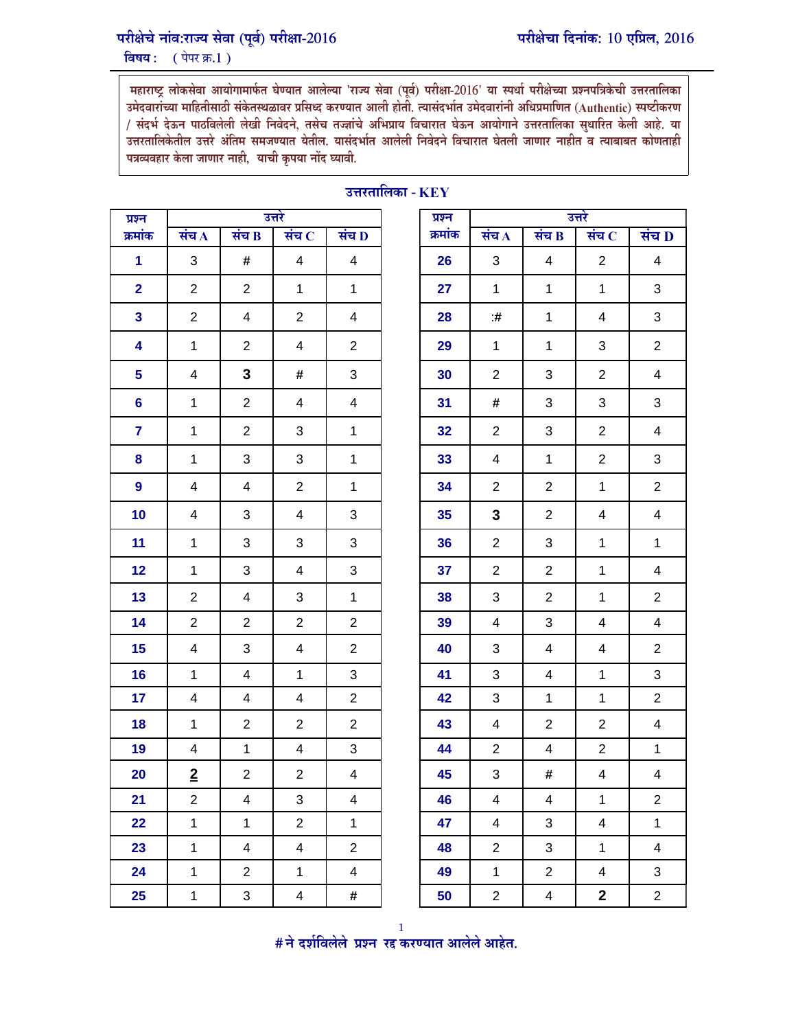परीक्षेचे नांव:राज्य सेवा (पूर्व) परीक्षा-2016

परीक्षेचा दिनांक: 10 एप्रिल, 2016

विषय : ( पेपर क्र.1 )

महाराष्ट्र लोकसेवा आयोगामार्फत घेण्यात आलेल्या 'राज्य सेवा (पूर्व) परीक्षा-2016' या स्पर्धा परीक्षेच्या प्रश्नपत्रिकेची उत्तरतालिका उमेदवारांच्या माहितीसाठी संकेतस्थळावर प्रसिध्द करण्यात आली होती. त्यासंदर्भात उमेदवारांनी अधिप्रमाणित (Authentic) स्पष्टीकरण / संदर्भ देऊन पाठविलेली लेखी निवेदने, तसेच तज्ज्ञांचे अभिप्राय विचारात घेऊन आयोगाने उत्तरतालिका सुधारित केली आहे. या उत्तरतालिकेतील उत्तरे अंतिम समजण्यात येतील. यासंदर्भात आलेली निवेदने विचारात घेतली जाणार नाहीत व त्याबाबत कोणताही पत्रव्यवहार केला जाणार नाही, याची कृपया नोंद घ्यावी.

## उत्तरतालिका - KEY

| प्रश्न क्रमांक | उत्तरे | | | |
|---|---|---|---|---|
| | संच A | संच B | संच C | संच D |
| 1 | 3 | # | 4 | 4 |
| 2 | 2 | 2 | 1 | 1 |
| 3 | 2 | 4 | 2 | 4 |
| 4 | 1 | 2 | 4 | 2 |
| 5 | 4 | **3** | # | 3 |
| 6 | 1 | 2 | 4 | 4 |
| 7 | 1 | 2 | 3 | 1 |
| 8 | 1 | 3 | 3 | 1 |
| 9 | 4 | 4 | 2 | 1 |
| 10 | 4 | 3 | 4 | 3 |
| 11 | 1 | 3 | 3 | 3 |
| 12 | 1 | 3 | 4 | 3 |
| 13 | 2 | 4 | 3 | 1 |
| 14 | 2 | 2 | 2 | 2 |
| 15 | 4 | 3 | 4 | 2 |
| 16 | 1 | 4 | 1 | 3 |
| 17 | 4 | 4 | 4 | 2 |
| 18 | 1 | 2 | 2 | 2 |
| 19 | 4 | 1 | 4 | 3 |
| 20 | **2** | 2 | 2 | 4 |
| 21 | 2 | 4 | 3 | 4 |
| 22 | 1 | 1 | 2 | 1 |
| 23 | 1 | 4 | 4 | 2 |
| 24 | 1 | 2 | 1 | 4 |
| 25 | 1 | 3 | 4 | # |
| 26 | 3 | 4 | 2 | 4 |
| 27 | 1 | 1 | 1 | 3 |
| 28 | :# | 1 | 4 | 3 |
| 29 | 1 | 1 | 3 | 2 |
| 30 | 2 | 3 | 2 | 4 |
| 31 | # | 3 | 3 | 3 |
| 32 | 2 | 3 | 2 | 4 |
| 33 | 4 | 1 | 2 | 3 |
| 34 | 2 | 2 | 1 | 2 |
| 35 | **3** | 2 | 4 | 4 |
| 36 | 2 | 3 | 1 | 1 |
| 37 | 2 | 2 | 1 | 4 |
| 38 | 3 | 2 | 1 | 2 |
| 39 | 4 | 3 | 4 | 4 |
| 40 | 3 | 4 | 4 | 2 |
| 41 | 3 | 4 | 1 | 3 |
| 42 | 3 | 1 | 1 | 2 |
| 43 | 4 | 2 | 2 | 4 |
| 44 | 2 | 4 | 2 | 1 |
| 45 | 3 | # | 4 | 4 |
| 46 | 4 | 4 | 1 | 2 |
| 47 | 4 | 3 | 4 | 1 |
| 48 | 2 | 3 | 1 | 4 |
| 49 | 1 | 2 | 4 | 3 |
| 50 | 2 | 4 | **2** | 2 |

# ने दर्शविलेले प्रश्न रद्द करण्यात आलेले आहेत.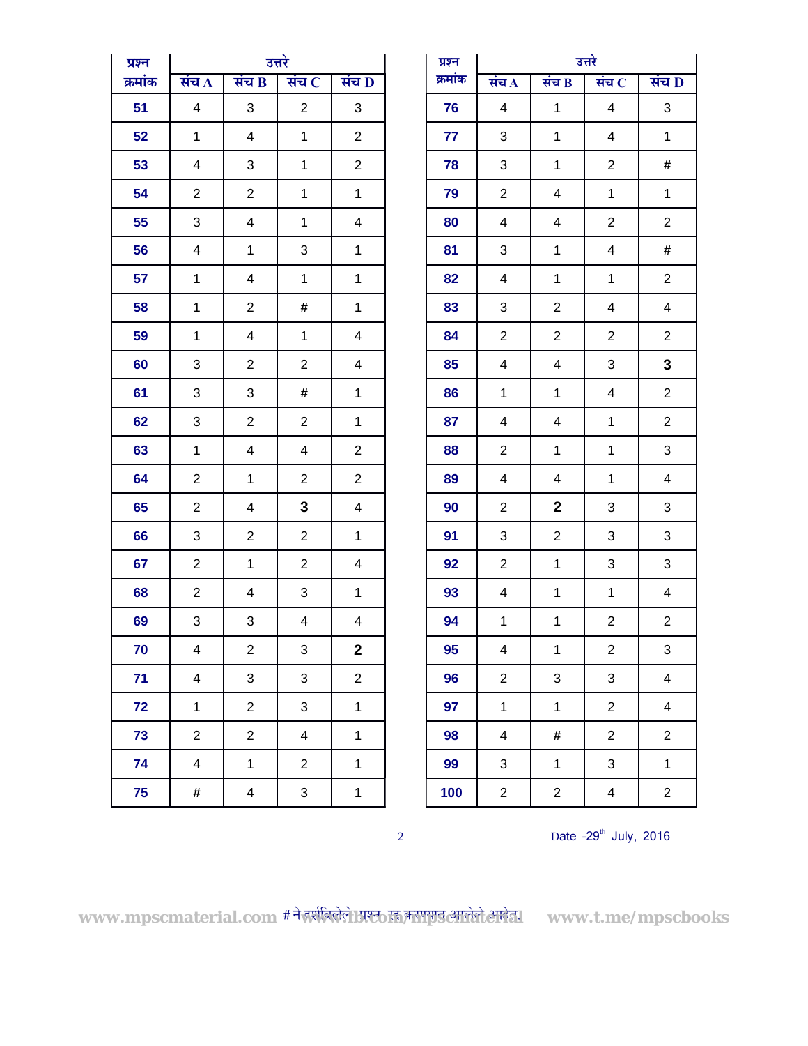| प्रश्न क्रमांक | उत्तरे | | | |
|---|---|---|---|---|
| | संच A | संच B | संच C | संच D |
| **51** | 4 | 3 | 2 | 3 |
| **52** | 1 | 4 | 1 | 2 |
| **53** | 4 | 3 | 1 | 2 |
| **54** | 2 | 2 | 1 | 1 |
| **55** | 3 | 4 | 1 | 4 |
| **56** | 4 | 1 | 3 | 1 |
| **57** | 1 | 4 | 1 | 1 |
| **58** | 1 | 2 | # | 1 |
| **59** | 1 | 4 | 1 | 4 |
| **60** | 3 | 2 | 2 | 4 |
| **61** | 3 | 3 | # | 1 |
| **62** | 3 | 2 | 2 | 1 |
| **63** | 1 | 4 | 4 | 2 |
| **64** | 2 | 1 | 2 | 2 |
| **65** | 2 | 4 | **3** | 4 |
| **66** | 3 | 2 | 2 | 1 |
| **67** | 2 | 1 | 2 | 4 |
| **68** | 2 | 4 | 3 | 1 |
| **69** | 3 | 3 | 4 | 4 |
| **70** | 4 | 2 | 3 | **2** |
| **71** | 4 | 3 | 3 | 2 |
| **72** | 1 | 2 | 3 | 1 |
| **73** | 2 | 2 | 4 | 1 |
| **74** | 4 | 1 | 2 | 1 |
| **75** | # | 4 | 3 | 1 |
| **76** | 4 | 1 | 4 | 3 |
| **77** | 3 | 1 | 4 | 1 |
| **78** | 3 | 1 | 2 | # |
| **79** | 2 | 4 | 1 | 1 |
| **80** | 4 | 4 | 2 | 2 |
| **81** | 3 | 1 | 4 | # |
| **82** | 4 | 1 | 1 | 2 |
| **83** | 3 | 2 | 4 | 4 |
| **84** | 2 | 2 | 2 | 2 |
| **85** | 4 | 4 | 3 | **3** |
| **86** | 1 | 1 | 4 | 2 |
| **87** | 4 | 4 | 1 | 2 |
| **88** | 2 | 1 | 1 | 3 |
| **89** | 4 | 4 | 1 | 4 |
| **90** | 2 | **2** | 3 | 3 |
| **91** | 3 | 2 | 3 | 3 |
| **92** | 2 | 1 | 3 | 3 |
| **93** | 4 | 1 | 1 | 4 |
| **94** | 1 | 1 | 2 | 2 |
| **95** | 4 | 1 | 2 | 3 |
| **96** | 2 | 3 | 3 | 4 |
| **97** | 1 | 1 | 2 | 4 |
| **98** | 4 | # | 2 | 2 |
| **99** | 3 | 1 | 3 | 1 |
| **100** | 2 | 2 | 4 | 2 |

Date -29th July, 2016

# ने दर्शविलेले प्रश्न रद्द करण्यात आलेले आहेत.